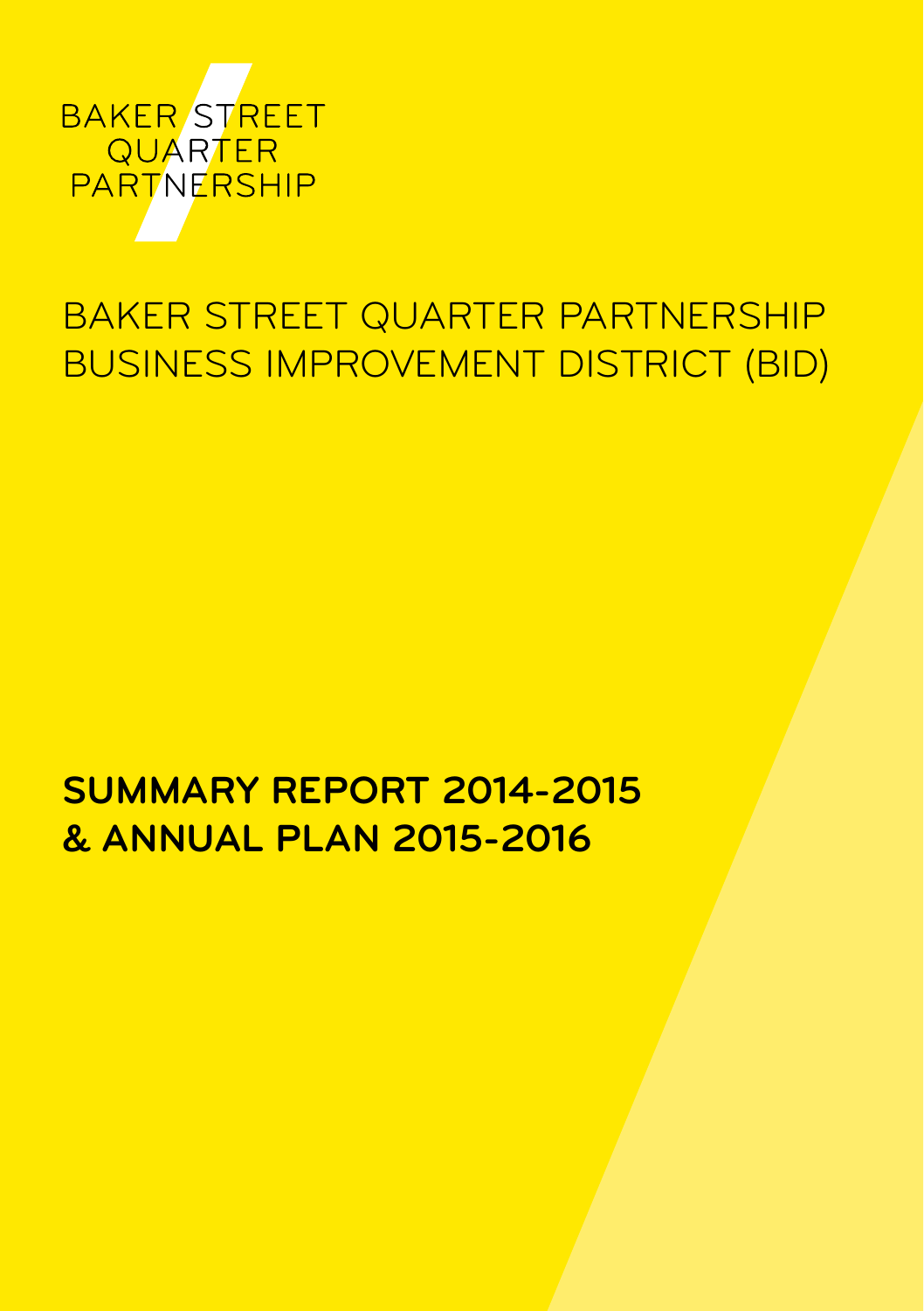BAKER STREET
QUARTER
PARTNERSHIP

# BAKER STREET QUARTER PARTNERSHIP BUSINESS IMPROVEMENT DISTRICT (BID)

## SUMMARY REPORT 2014-2015 & ANNUAL PLAN 2015-2016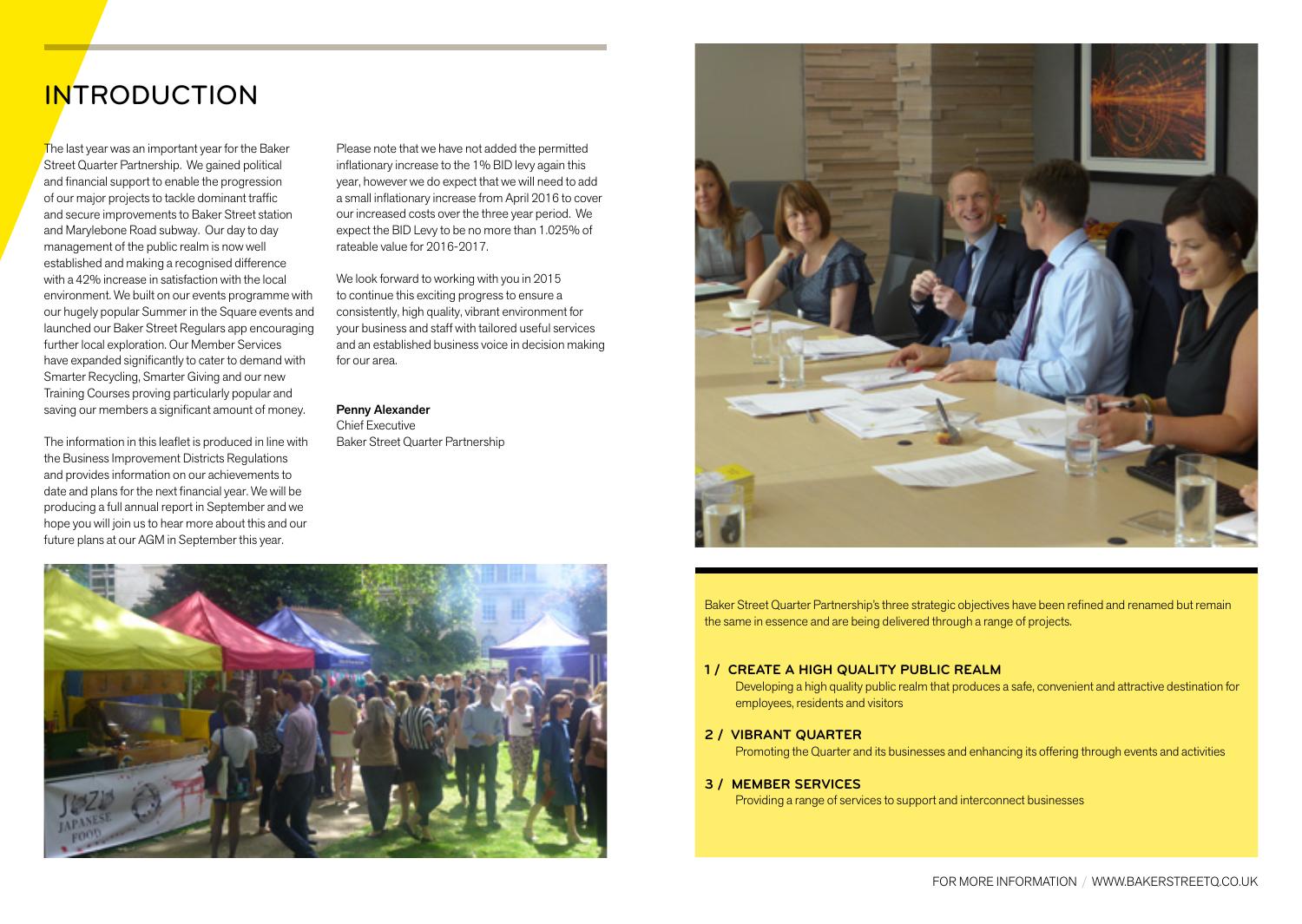# INTRODUCTION

The last year was an important year for the Baker Street Quarter Partnership. We gained political and financial support to enable the progression of our major projects to tackle dominant traffic and secure improvements to Baker Street station and Marylebone Road subway. Our day to day management of the public realm is now well established and making a recognised difference with a 42% increase in satisfaction with the local environment. We built on our events programme with our hugely popular Summer in the Square events and launched our Baker Street Regulars app encouraging further local exploration. Our Member Services have expanded significantly to cater to demand with Smarter Recycling, Smarter Giving and our new Training Courses proving particularly popular and saving our members a significant amount of money.

The information in this leaflet is produced in line with the Business Improvement Districts Regulations and provides information on our achievements to date and plans for the next financial year. We will be producing a full annual report in September and we hope you will join us to hear more about this and our future plans at our AGM in September this year.

Please note that we have not added the permitted inflationary increase to the 1% BID levy again this year, however we do expect that we will need to add a small inflationary increase from April 2016 to cover our increased costs over the three year period. We expect the BID Levy to be no more than 1.025% of rateable value for 2016-2017.

We look forward to working with you in 2015 to continue this exciting progress to ensure a consistently, high quality, vibrant environment for your business and staff with tailored useful services and an established business voice in decision making for our area.

**Penny Alexander**
Chief Executive
Baker Street Quarter Partnership

Baker Street Quarter Partnership's three strategic objectives have been refined and renamed but remain the same in essence and are being delivered through a range of projects.

**1 / CREATE A HIGH QUALITY PUBLIC REALM**
Developing a high quality public realm that produces a safe, convenient and attractive destination for employees, residents and visitors

**2 / VIBRANT QUARTER**
Promoting the Quarter and its businesses and enhancing its offering through events and activities

**3 / MEMBER SERVICES**
Providing a range of services to support and interconnect businesses

FOR MORE INFORMATION / WWW.BAKERSTREETQ.CO.UK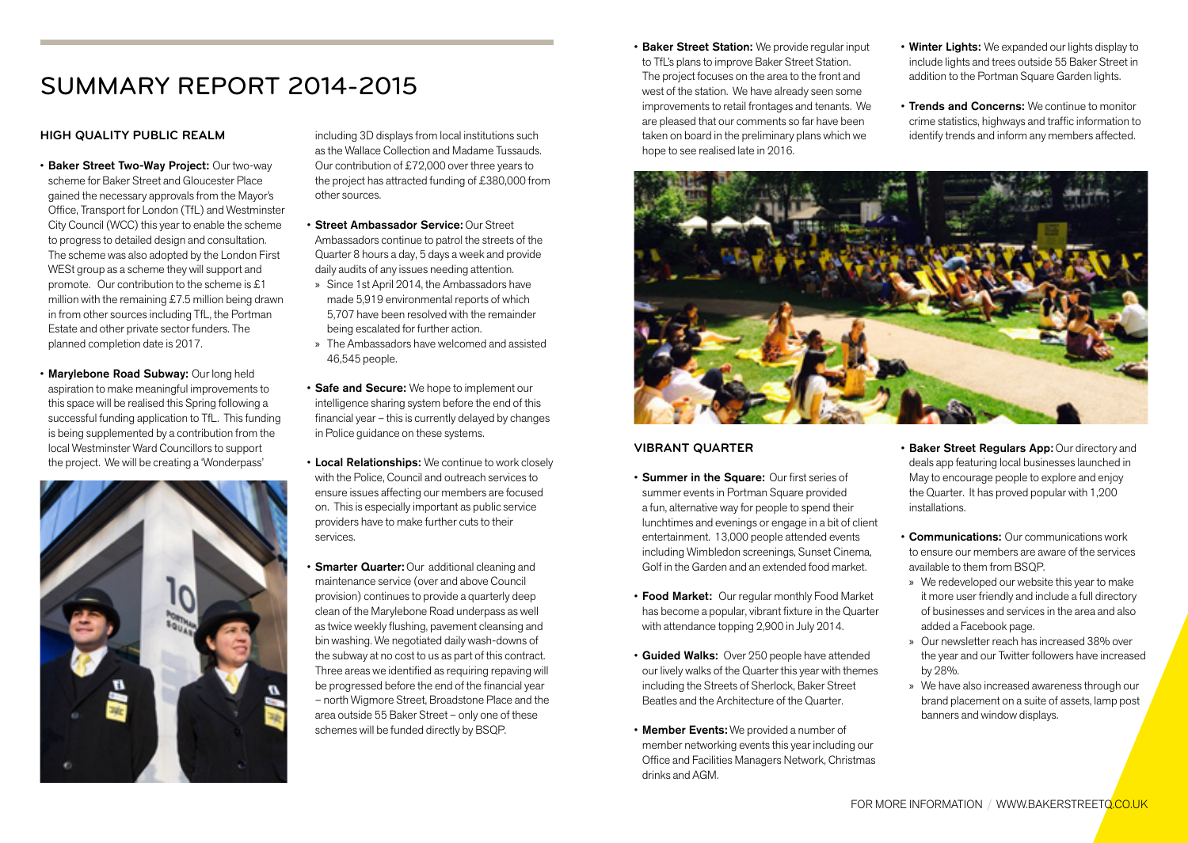# SUMMARY REPORT 2014-2015

## HIGH QUALITY PUBLIC REALM

- **Baker Street Two-Way Project:** Our two-way scheme for Baker Street and Gloucester Place gained the necessary approvals from the Mayor's Office, Transport for London (TfL) and Westminster City Council (WCC) this year to enable the scheme to progress to detailed design and consultation. The scheme was also adopted by the London First WESt group as a scheme they will support and promote. Our contribution to the scheme is £1 million with the remaining £7.5 million being drawn in from other sources including TfL, the Portman Estate and other private sector funders. The planned completion date is 2017.

- **Marylebone Road Subway:** Our long held aspiration to make meaningful improvements to this space will be realised this Spring following a successful funding application to TfL. This funding is being supplemented by a contribution from the local Westminster Ward Councillors to support the project. We will be creating a 'Wonderpass' including 3D displays from local institutions such as the Wallace Collection and Madame Tussauds. Our contribution of £72,000 over three years to the project has attracted funding of £380,000 from other sources.

- **Street Ambassador Service:** Our Street Ambassadors continue to patrol the streets of the Quarter 8 hours a day, 5 days a week and provide daily audits of any issues needing attention.
  - Since 1st April 2014, the Ambassadors have made 5,919 environmental reports of which 5,707 have been resolved with the remainder being escalated for further action.
  - The Ambassadors have welcomed and assisted 46,545 people.

- **Safe and Secure:** We hope to implement our intelligence sharing system before the end of this financial year – this is currently delayed by changes in Police guidance on these systems.

- **Local Relationships:** We continue to work closely with the Police, Council and outreach services to ensure issues affecting our members are focused on. This is especially important as public service providers have to make further cuts to their services.

- **Smarter Quarter:** Our additional cleaning and maintenance service (over and above Council provision) continues to provide a quarterly deep clean of the Marylebone Road underpass as well as twice weekly flushing, pavement cleansing and bin washing. We negotiated daily wash-downs of the subway at no cost to us as part of this contract. Three areas we identified as requiring repaving will be progressed before the end of the financial year – north Wigmore Street, Broadstone Place and the area outside 55 Baker Street – only one of these schemes will be funded directly by BSQP.

- **Baker Street Station:** We provide regular input to TfL's plans to improve Baker Street Station. The project focuses on the area to the front and west of the station. We have already seen some improvements to retail frontages and tenants. We are pleased that our comments so far have been taken on board in the preliminary plans which we hope to see realised late in 2016.

- **Winter Lights:** We expanded our lights display to include lights and trees outside 55 Baker Street in addition to the Portman Square Garden lights.

- **Trends and Concerns:** We continue to monitor crime statistics, highways and traffic information to identify trends and inform any members affected.

## VIBRANT QUARTER

- **Summer in the Square:** Our first series of summer events in Portman Square provided a fun, alternative way for people to spend their lunchtimes and evenings or engage in a bit of client entertainment. 13,000 people attended events including Wimbledon screenings, Sunset Cinema, Golf in the Garden and an extended food market.

- **Food Market:** Our regular monthly Food Market has become a popular, vibrant fixture in the Quarter with attendance topping 2,900 in July 2014.

- **Guided Walks:** Over 250 people have attended our lively walks of the Quarter this year with themes including the Streets of Sherlock, Baker Street Beatles and the Architecture of the Quarter.

- **Member Events:** We provided a number of member networking events this year including our Office and Facilities Managers Network, Christmas drinks and AGM.

- **Baker Street Regulars App:** Our directory and deals app featuring local businesses launched in May to encourage people to explore and enjoy the Quarter. It has proved popular with 1,200 installations.

- **Communications:** Our communications work to ensure our members are aware of the services available to them from BSQP.
  - We redeveloped our website this year to make it more user friendly and include a full directory of businesses and services in the area and also added a Facebook page.
  - Our newsletter reach has increased 38% over the year and our Twitter followers have increased by 28%.
  - We have also increased awareness through our brand placement on a suite of assets, lamp post banners and window displays.

FOR MORE INFORMATION / WWW.BAKERSTREETQ.CO.UK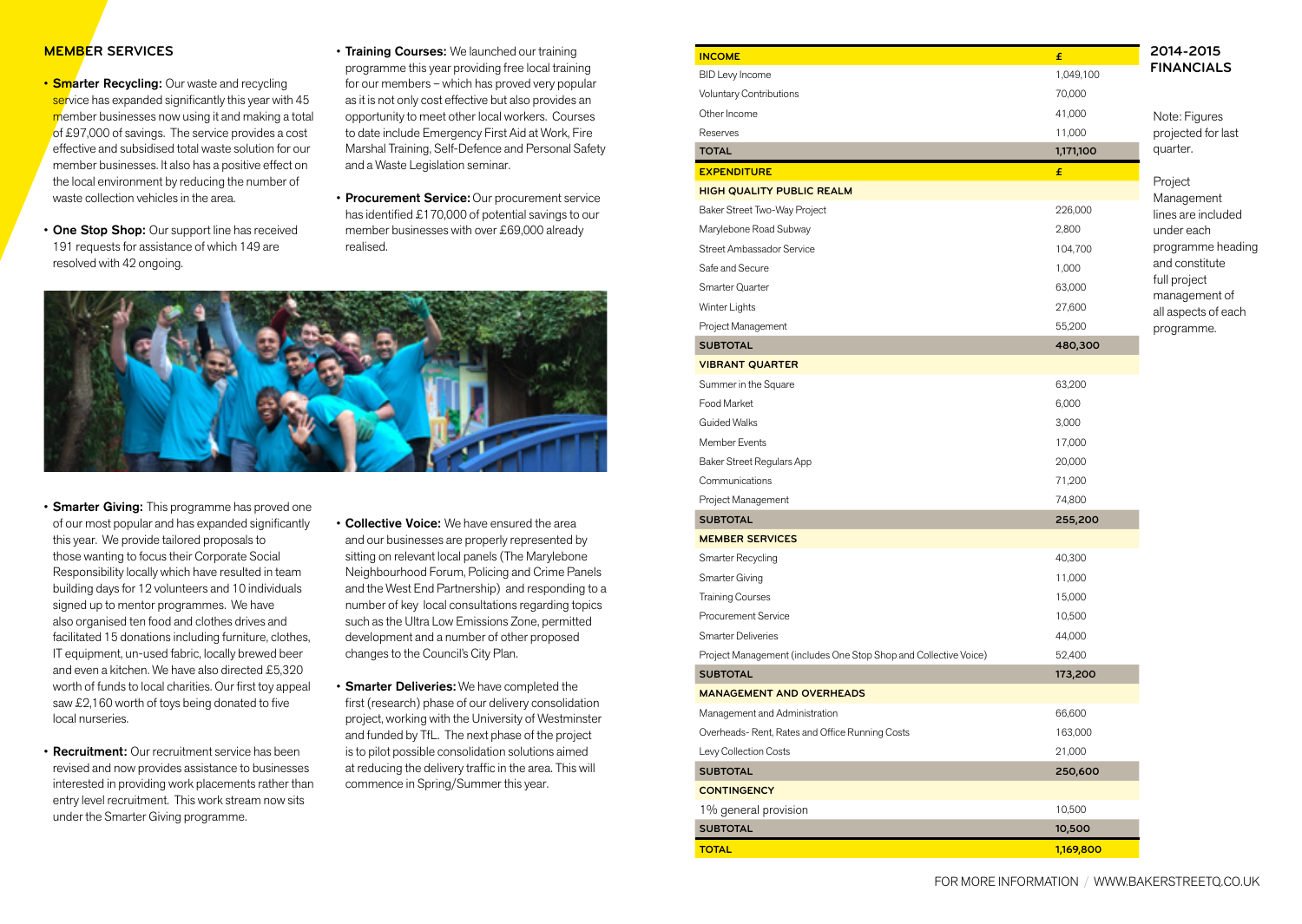## MEMBER SERVICES

- **Smarter Recycling:** Our waste and recycling service has expanded significantly this year with 45 member businesses now using it and making a total of £97,000 of savings. The service provides a cost effective and subsidised total waste solution for our member businesses. It also has a positive effect on the local environment by reducing the number of waste collection vehicles in the area.

- **One Stop Shop:** Our support line has received 191 requests for assistance of which 149 are resolved with 42 ongoing.

- **Training Courses:** We launched our training programme this year providing free local training for our members – which has proved very popular as it is not only cost effective but also provides an opportunity to meet other local workers. Courses to date include Emergency First Aid at Work, Fire Marshal Training, Self-Defence and Personal Safety and a Waste Legislation seminar.

- **Procurement Service:** Our procurement service has identified £170,000 of potential savings to our member businesses with over £69,000 already realised.

- **Smarter Giving:** This programme has proved one of our most popular and has expanded significantly this year. We provide tailored proposals to those wanting to focus their Corporate Social Responsibility locally which have resulted in team building days for 12 volunteers and 10 individuals signed up to mentor programmes. We have also organised ten food and clothes drives and facilitated 15 donations including furniture, clothes, IT equipment, un-used fabric, locally brewed beer and even a kitchen. We have also directed £5,320 worth of funds to local charities. Our first toy appeal saw £2,160 worth of toys being donated to five local nurseries.

- **Recruitment:** Our recruitment service has been revised and now provides assistance to businesses interested in providing work placements rather than entry level recruitment. This work stream now sits under the Smarter Giving programme.

- **Collective Voice:** We have ensured the area and our businesses are properly represented by sitting on relevant local panels (The Marylebone Neighbourhood Forum, Policing and Crime Panels and the West End Partnership) and responding to a number of key local consultations regarding topics such as the Ultra Low Emissions Zone, permitted development and a number of other proposed changes to the Council's City Plan.

- **Smarter Deliveries:** We have completed the first (research) phase of our delivery consolidation project, working with the University of Westminster and funded by TfL. The next phase of the project is to pilot possible consolidation solutions aimed at reducing the delivery traffic in the area. This will commence in Spring/Summer this year.

## 2014-2015 FINANCIALS

Note: Figures projected for last quarter.

Project Management lines are included under each programme heading and constitute full project management of all aspects of each programme.

| INCOME | £ |
|---|---|
| BID Levy Income | 1,049,100 |
| Voluntary Contributions | 70,000 |
| Other Income | 41,000 |
| Reserves | 11,000 |
| **TOTAL** | **1,171,100** |
| **EXPENDITURE** | **£** |
| **HIGH QUALITY PUBLIC REALM** | |
| Baker Street Two-Way Project | 226,000 |
| Marylebone Road Subway | 2,800 |
| Street Ambassador Service | 104,700 |
| Safe and Secure | 1,000 |
| Smarter Quarter | 63,000 |
| Winter Lights | 27,600 |
| Project Management | 55,200 |
| **SUBTOTAL** | **480,300** |
| **VIBRANT QUARTER** | |
| Summer in the Square | 63,200 |
| Food Market | 6,000 |
| Guided Walks | 3,000 |
| Member Events | 17,000 |
| Baker Street Regulars App | 20,000 |
| Communications | 71,200 |
| Project Management | 74,800 |
| **SUBTOTAL** | **255,200** |
| **MEMBER SERVICES** | |
| Smarter Recycling | 40,300 |
| Smarter Giving | 11,000 |
| Training Courses | 15,000 |
| Procurement Service | 10,500 |
| Smarter Deliveries | 44,000 |
| Project Management (includes One Stop Shop and Collective Voice) | 52,400 |
| **SUBTOTAL** | **173,200** |
| **MANAGEMENT AND OVERHEADS** | |
| Management and Administration | 66,600 |
| Overheads- Rent, Rates and Office Running Costs | 163,000 |
| Levy Collection Costs | 21,000 |
| **SUBTOTAL** | **250,600** |
| **CONTINGENCY** | |
| 1% general provision | 10,500 |
| **SUBTOTAL** | **10,500** |
| **TOTAL** | **1,169,800** |

FOR MORE INFORMATION / WWW.BAKERSTREETQ.CO.UK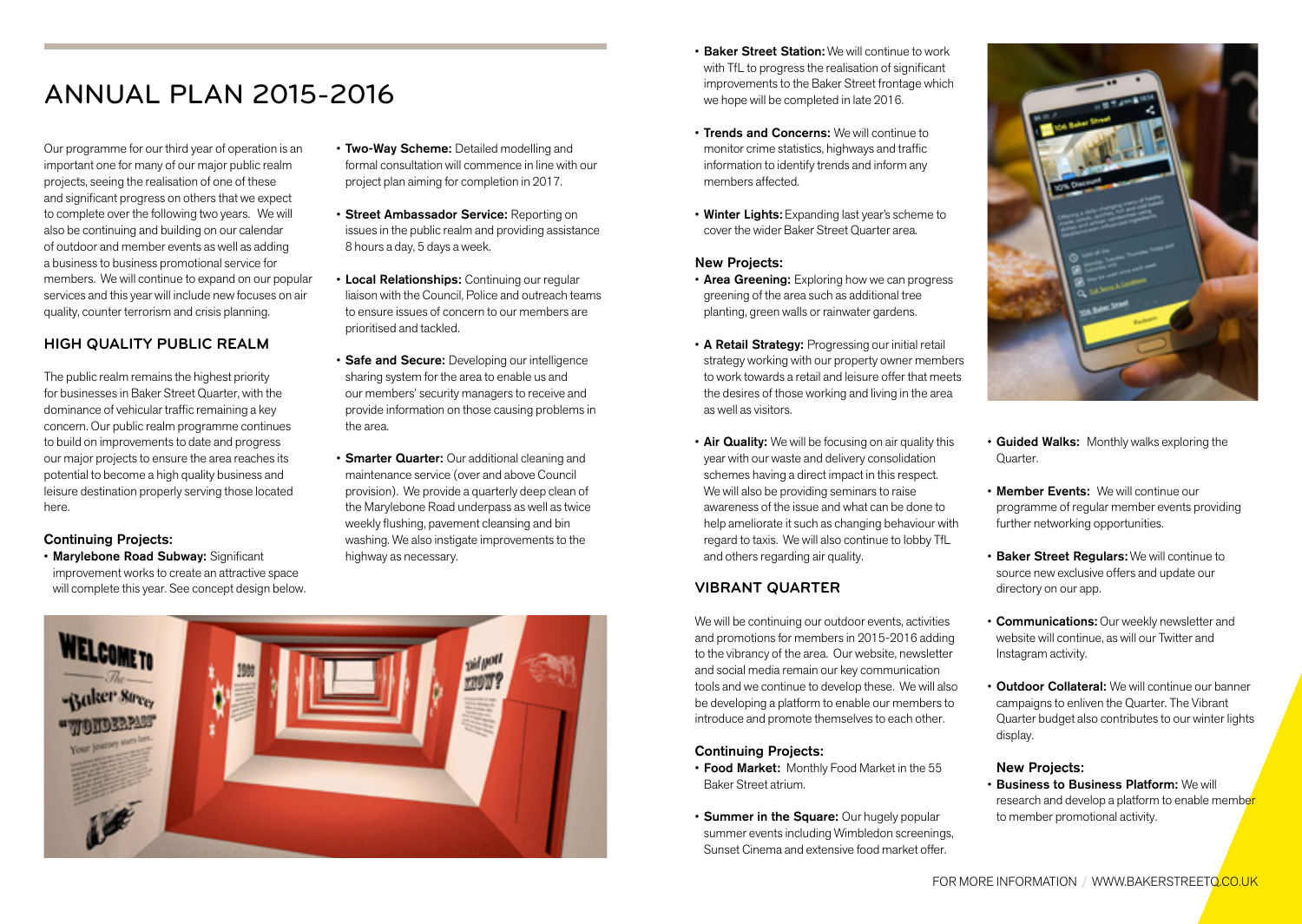# ANNUAL PLAN 2015-2016

Our programme for our third year of operation is an important one for many of our major public realm projects, seeing the realisation of one of these and significant progress on others that we expect to complete over the following two years. We will also be continuing and building on our calendar of outdoor and member events as well as adding a business to business promotional service for members. We will continue to expand on our popular services and this year will include new focuses on air quality, counter terrorism and crisis planning.

## HIGH QUALITY PUBLIC REALM

The public realm remains the highest priority for businesses in Baker Street Quarter, with the dominance of vehicular traffic remaining a key concern. Our public realm programme continues to build on improvements to date and progress our major projects to ensure the area reaches its potential to become a high quality business and leisure destination properly serving those located here.

### Continuing Projects:

- **Marylebone Road Subway:** Significant improvement works to create an attractive space will complete this year. See concept design below.
- **Two-Way Scheme:** Detailed modelling and formal consultation will commence in line with our project plan aiming for completion in 2017.
- **Street Ambassador Service:** Reporting on issues in the public realm and providing assistance 8 hours a day, 5 days a week.
- **Local Relationships:** Continuing our regular liaison with the Council, Police and outreach teams to ensure issues of concern to our members are prioritised and tackled.
- **Safe and Secure:** Developing our intelligence sharing system for the area to enable us and our members' security managers to receive and provide information on those causing problems in the area.
- **Smarter Quarter:** Our additional cleaning and maintenance service (over and above Council provision). We provide a quarterly deep clean of the Marylebone Road underpass as well as twice weekly flushing, pavement cleansing and bin washing. We also instigate improvements to the highway as necessary.
- **Baker Street Station:** We will continue to work with TfL to progress the realisation of significant improvements to the Baker Street frontage which we hope will be completed in late 2016.
- **Trends and Concerns:** We will continue to monitor crime statistics, highways and traffic information to identify trends and inform any members affected.
- **Winter Lights:** Expanding last year's scheme to cover the wider Baker Street Quarter area.

### New Projects:

- **Area Greening:** Exploring how we can progress greening of the area such as additional tree planting, green walls or rainwater gardens.
- **A Retail Strategy:** Progressing our initial retail strategy working with our property owner members to work towards a retail and leisure offer that meets the desires of those working and living in the area as well as visitors.
- **Air Quality:** We will be focusing on air quality this year with our waste and delivery consolidation schemes having a direct impact in this respect. We will also be providing seminars to raise awareness of the issue and what can be done to help ameliorate it such as changing behaviour with regard to taxis. We will also continue to lobby TfL and others regarding air quality.

## VIBRANT QUARTER

We will be continuing our outdoor events, activities and promotions for members in 2015-2016 adding to the vibrancy of the area. Our website, newsletter and social media remain our key communication tools and we continue to develop these. We will also be developing a platform to enable our members to introduce and promote themselves to each other.

### Continuing Projects:

- **Food Market:** Monthly Food Market in the 55 Baker Street atrium.
- **Summer in the Square:** Our hugely popular summer events including Wimbledon screenings, Sunset Cinema and extensive food market offer.
- **Guided Walks:** Monthly walks exploring the Quarter.
- **Member Events:** We will continue our programme of regular member events providing further networking opportunities.
- **Baker Street Regulars:** We will continue to source new exclusive offers and update our directory on our app.
- **Communications:** Our weekly newsletter and website will continue, as will our Twitter and Instagram activity.
- **Outdoor Collateral:** We will continue our banner campaigns to enliven the Quarter. The Vibrant Quarter budget also contributes to our winter lights display.

### New Projects:

- **Business to Business Platform:** We will research and develop a platform to enable member to member promotional activity.

FOR MORE INFORMATION / WWW.BAKERSTREETQ.CO.UK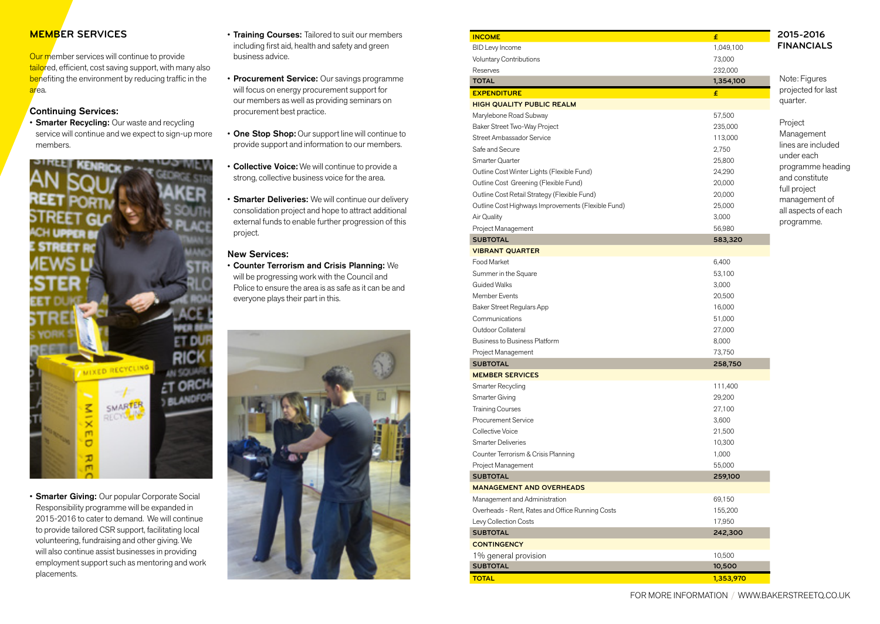## MEMBER SERVICES

Our member services will continue to provide tailored, efficient, cost saving support, with many also benefiting the environment by reducing traffic in the area.

### Continuing Services:

- **Smarter Recycling:** Our waste and recycling service will continue and we expect to sign-up more members.
- **Smarter Giving:** Our popular Corporate Social Responsibility programme will be expanded in 2015-2016 to cater to demand. We will continue to provide tailored CSR support, facilitating local volunteering, fundraising and other giving. We will also continue assist businesses in providing employment support such as mentoring and work placements.
- **Training Courses:** Tailored to suit our members including first aid, health and safety and green business advice.
- **Procurement Service:** Our savings programme will focus on energy procurement support for our members as well as providing seminars on procurement best practice.
- **One Stop Shop:** Our support line will continue to provide support and information to our members.
- **Collective Voice:** We will continue to provide a strong, collective business voice for the area.
- **Smarter Deliveries:** We will continue our delivery consolidation project and hope to attract additional external funds to enable further progression of this project.

### New Services:

- **Counter Terrorism and Crisis Planning:** We will be progressing work with the Council and Police to ensure the area is as safe as it can be and everyone plays their part in this.

## 2015-2016 FINANCIALS

| INCOME | £ |
|---|---|
| BID Levy Income | 1,049,100 |
| Voluntary Contributions | 73,000 |
| Reserves | 232,000 |
| **TOTAL** | **1,354,100** |
| **EXPENDITURE** | **£** |
| **HIGH QUALITY PUBLIC REALM** | |
| Marylebone Road Subway | 57,500 |
| Baker Street Two-Way Project | 235,000 |
| Street Ambassador Service | 113,000 |
| Safe and Secure | 2,750 |
| Smarter Quarter | 25,800 |
| Outline Cost Winter Lights (Flexible Fund) | 24,290 |
| Outline Cost Greening (Flexible Fund) | 20,000 |
| Outline Cost Retail Strategy (Flexible Fund) | 20,000 |
| Outline Cost Highways Improvements (Flexible Fund) | 25,000 |
| Air Quality | 3,000 |
| Project Management | 56,980 |
| **SUBTOTAL** | **583,320** |
| **VIBRANT QUARTER** | |
| Food Market | 6,400 |
| Summer in the Square | 53,100 |
| Guided Walks | 3,000 |
| Member Events | 20,500 |
| Baker Street Regulars App | 16,000 |
| Communications | 51,000 |
| Outdoor Collateral | 27,000 |
| Business to Business Platform | 8,000 |
| Project Management | 73,750 |
| **SUBTOTAL** | **258,750** |
| **MEMBER SERVICES** | |
| Smarter Recycling | 111,400 |
| Smarter Giving | 29,200 |
| Training Courses | 27,100 |
| Procurement Service | 3,600 |
| Collective Voice | 21,500 |
| Smarter Deliveries | 10,300 |
| Counter Terrorism & Crisis Planning | 1,000 |
| Project Management | 55,000 |
| **SUBTOTAL** | **259,100** |
| **MANAGEMENT AND OVERHEADS** | |
| Management and Administration | 69,150 |
| Overheads - Rent, Rates and Office Running Costs | 155,200 |
| Levy Collection Costs | 17,950 |
| **SUBTOTAL** | **242,300** |
| **CONTINGENCY** | |
| 1% general provision | 10,500 |
| **SUBTOTAL** | **10,500** |
| **TOTAL** | **1,353,970** |

Note: Figures projected for last quarter.

Project Management lines are included under each programme heading and constitute full project management of all aspects of each programme.

FOR MORE INFORMATION / WWW.BAKERSTREETQ.CO.UK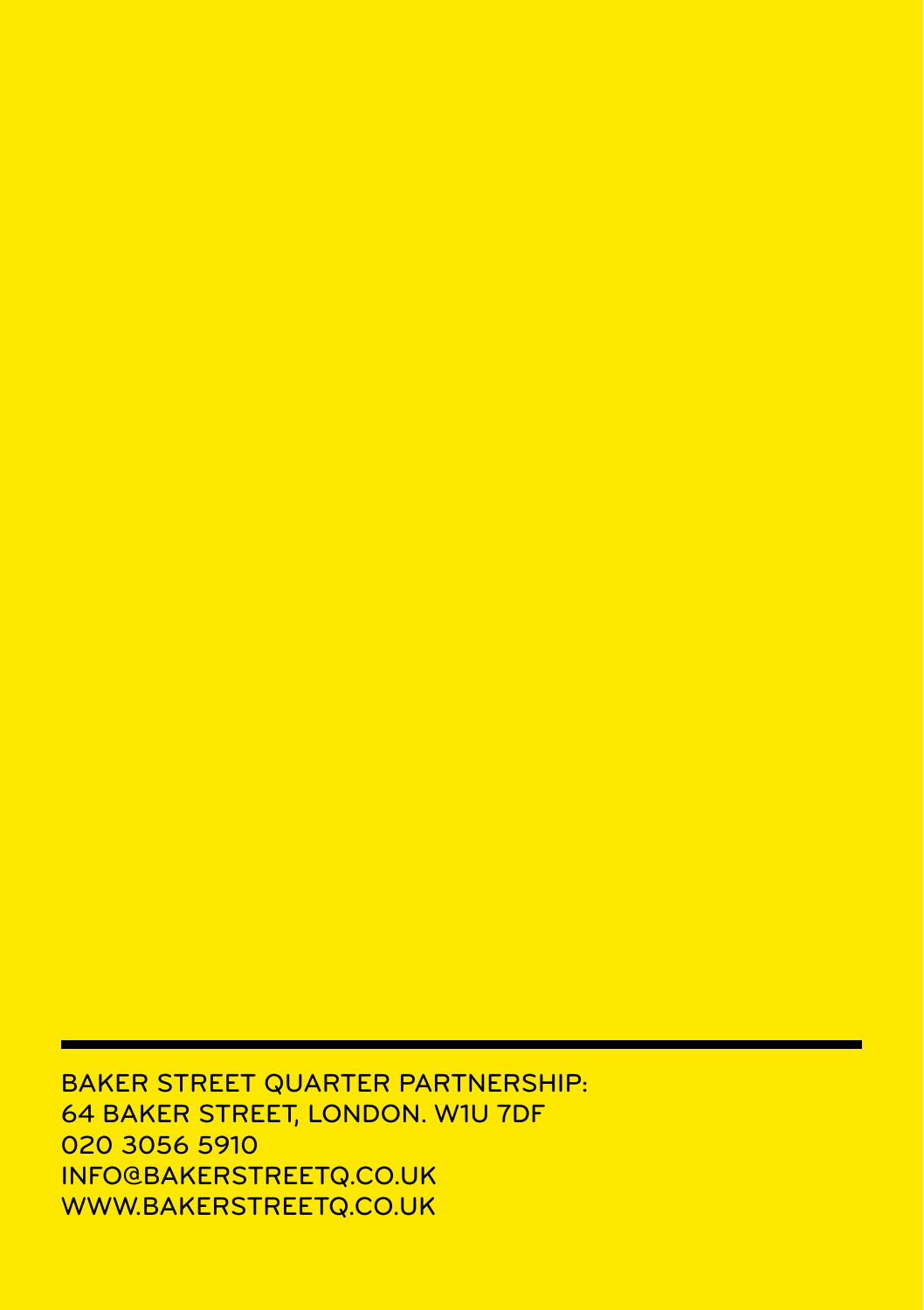BAKER STREET QUARTER PARTNERSHIP:
64 BAKER STREET, LONDON. W1U 7DF
020 3056 5910
INFO@BAKERSTREETQ.CO.UK
WWW.BAKERSTREETQ.CO.UK